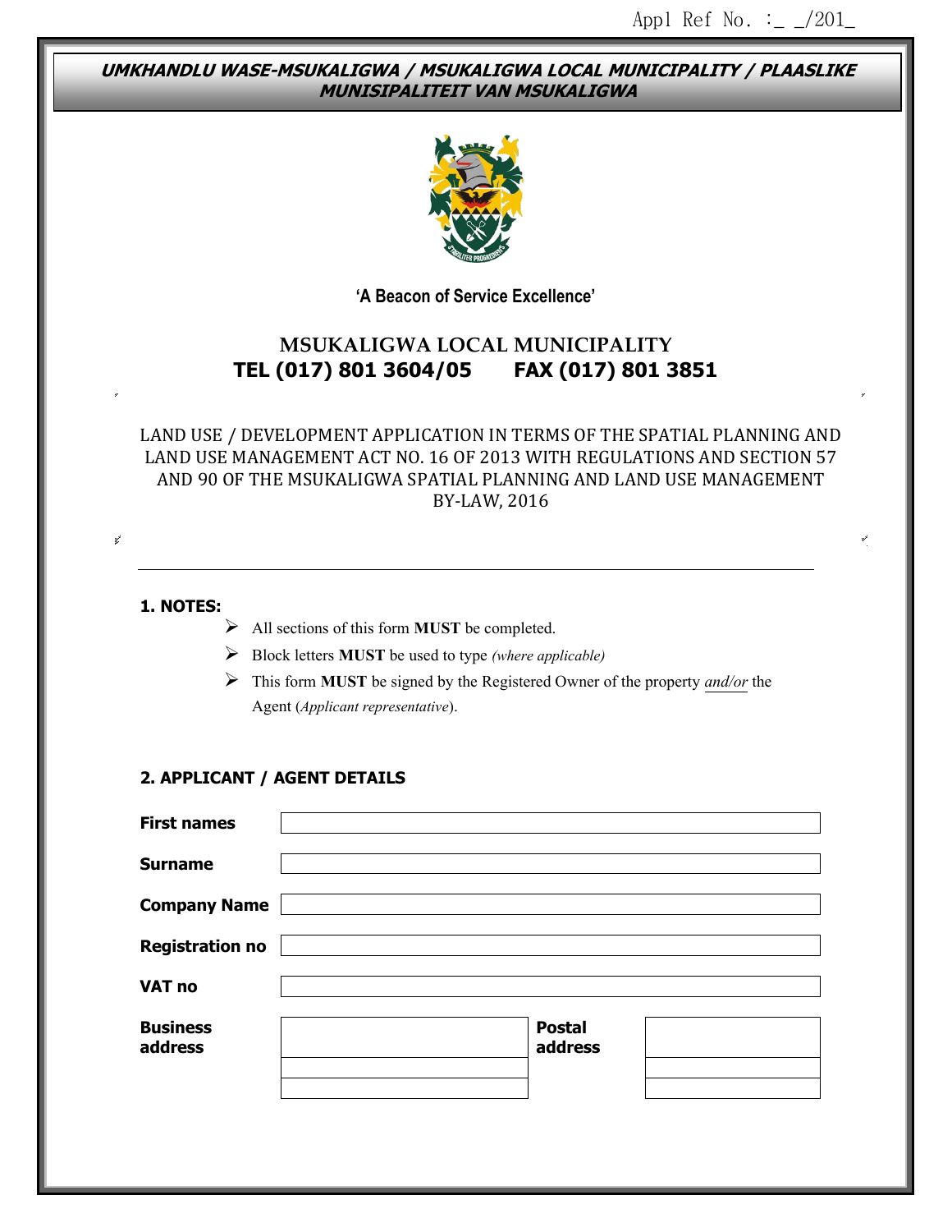Appl Ref No. :_ _/201_

**UMKHANDLU WASE-MSUKALIGWA / MSUKALIGWA LOCAL MUNICIPALITY / PLAASLIKE MUNISIPALITEIT VAN MSUKALIGWA**

**'A Beacon of Service Excellence'**

# MSUKALIGWA LOCAL MUNICIPALITY

**TEL (017) 801 3604/05 FAX (017) 801 3851**

LAND USE / DEVELOPMENT APPLICATION IN TERMS OF THE SPATIAL PLANNING AND LAND USE MANAGEMENT ACT NO. 16 OF 2013 WITH REGULATIONS AND SECTION 57 AND 90 OF THE MSUKALIGWA SPATIAL PLANNING AND LAND USE MANAGEMENT BY-LAW, 2016

---

## 1. NOTES:

- All sections of this form **MUST** be completed.
- Block letters **MUST** be used to type *(where applicable)*
- This form **MUST** be signed by the Registered Owner of the property *and/or* the Agent (*Applicant representative*).

## 2. APPLICANT / AGENT DETAILS

| | |
|---|---|
| **First names** | |
| **Surname** | |
| **Company Name** | |
| **Registration no** | |
| **VAT no** | |

| **Business address** | | **Postal address** | |
|---|---|---|---|
| | | | |
| | | | |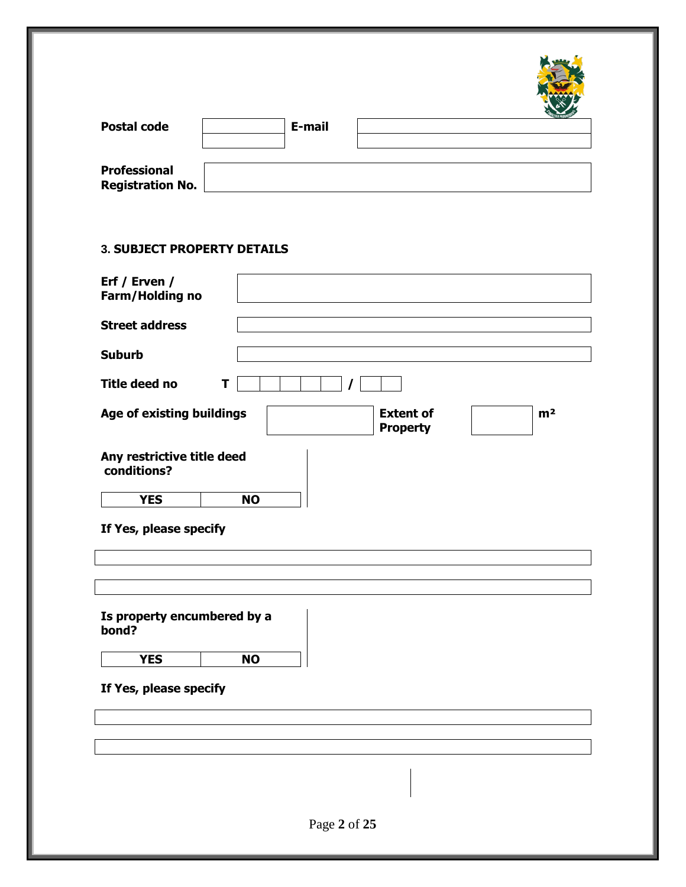| Postal code | | E-mail | |
|---|---|---|---|

| Professional Registration No. | |
|---|---|

### 3. SUBJECT PROPERTY DETAILS

| Erf / Erven / Farm/Holding no | |
|---|---|
| Street address | |
| Suburb | |

**Title deed no** T | | | | | | / | | |

| Age of existing buildings | | Extent of Property | | m² |
|---|---|---|---|---|

**Any restrictive title deed conditions?**

| YES | NO |
|---|---|

**If Yes, please specify**

**Is property encumbered by a bond?**

| YES | NO |
|---|---|

**If Yes, please specify**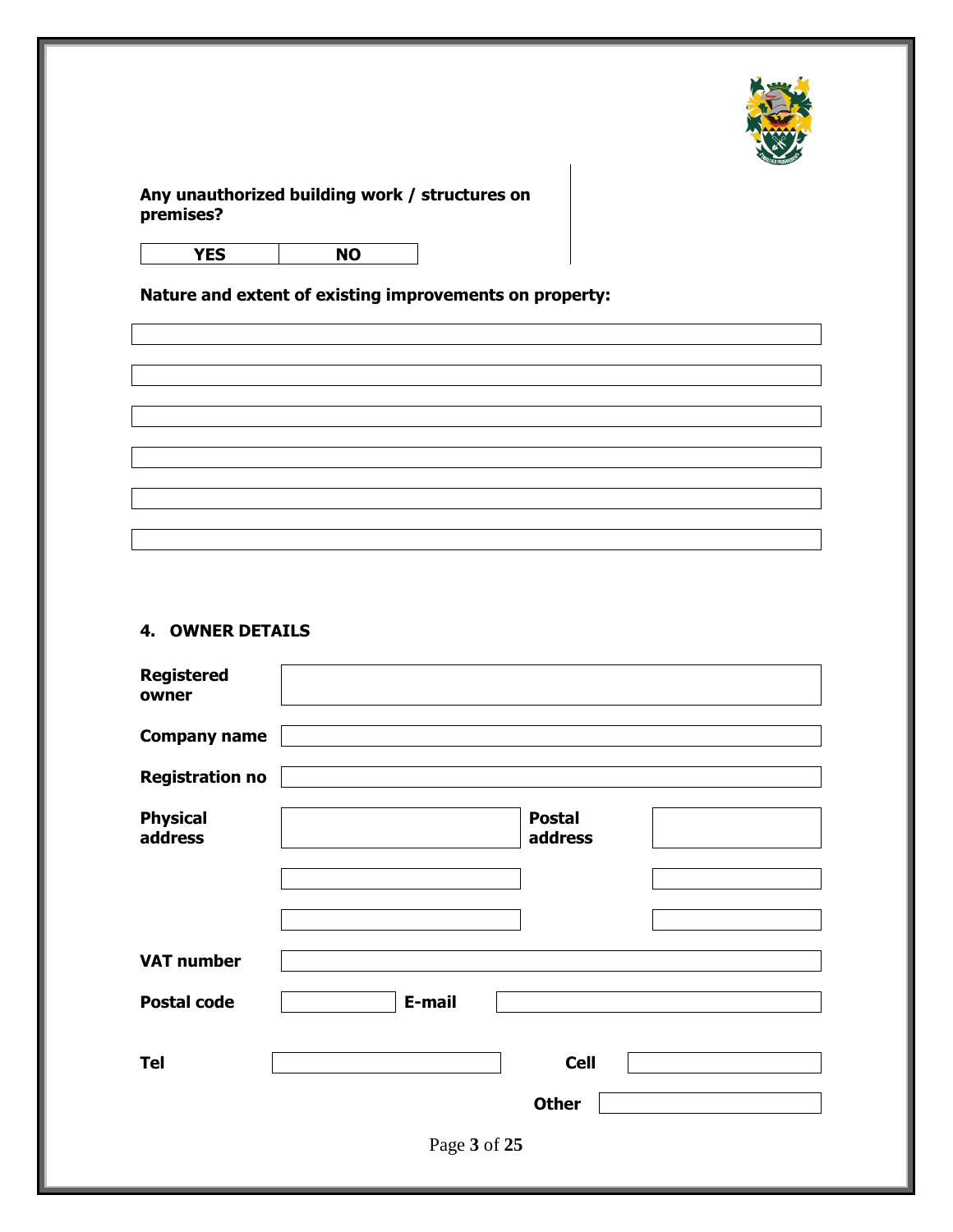**Any unauthorized building work / structures on premises?**

| YES | NO |
|---|---|

**Nature and extent of existing improvements on property:**

|  |
|---|
|  |
|  |
|  |
|  |
|  |
|  |

## 4. OWNER DETAILS

| | | | |
|---|---|---|---|
| **Registered owner** | | | |
| **Company name** | | | |
| **Registration no** | | | |
| **Physical address** | | **Postal address** | |
| | | | |
| | | | |
| **VAT number** | | | |
| **Postal code** | | **E-mail** | |
| **Tel** | | **Cell** | |
| | | **Other** | |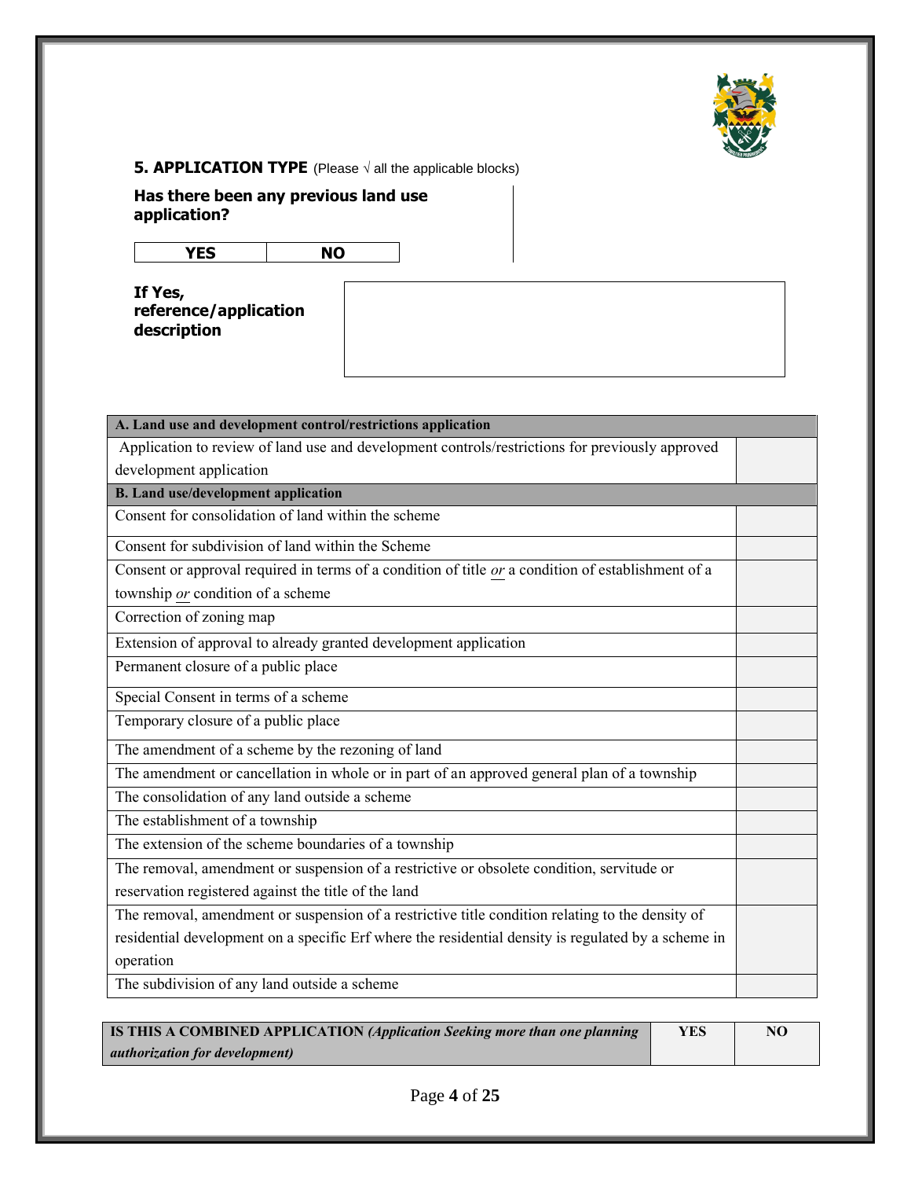## 5. APPLICATION TYPE (Please √ all the applicable blocks)

**Has there been any previous land use application?**

| YES | NO |
|---|---|
| | |

| **If Yes, reference/application description** | |
|---|---|

| **A. Land use and development control/restrictions application** | |
|---|---|
| Application to review of land use and development controls/restrictions for previously approved development application | |
| **B. Land use/development application** | |
| Consent for consolidation of land within the scheme | |
| Consent for subdivision of land within the Scheme | |
| Consent or approval required in terms of a condition of title *or* a condition of establishment of a township *or* condition of a scheme | |
| Correction of zoning map | |
| Extension of approval to already granted development application | |
| Permanent closure of a public place | |
| Special Consent in terms of a scheme | |
| Temporary closure of a public place | |
| The amendment of a scheme by the rezoning of land | |
| The amendment or cancellation in whole or in part of an approved general plan of a township | |
| The consolidation of any land outside a scheme | |
| The establishment of a township | |
| The extension of the scheme boundaries of a township | |
| The removal, amendment or suspension of a restrictive or obsolete condition, servitude or reservation registered against the title of the land | |
| The removal, amendment or suspension of a restrictive title condition relating to the density of residential development on a specific Erf where the residential density is regulated by a scheme in operation | |
| The subdivision of any land outside a scheme | |

| **IS THIS A COMBINED APPLICATION** ***(Application Seeking more than one planning authorization for development)*** | **YES** | **NO** |
|---|---|---|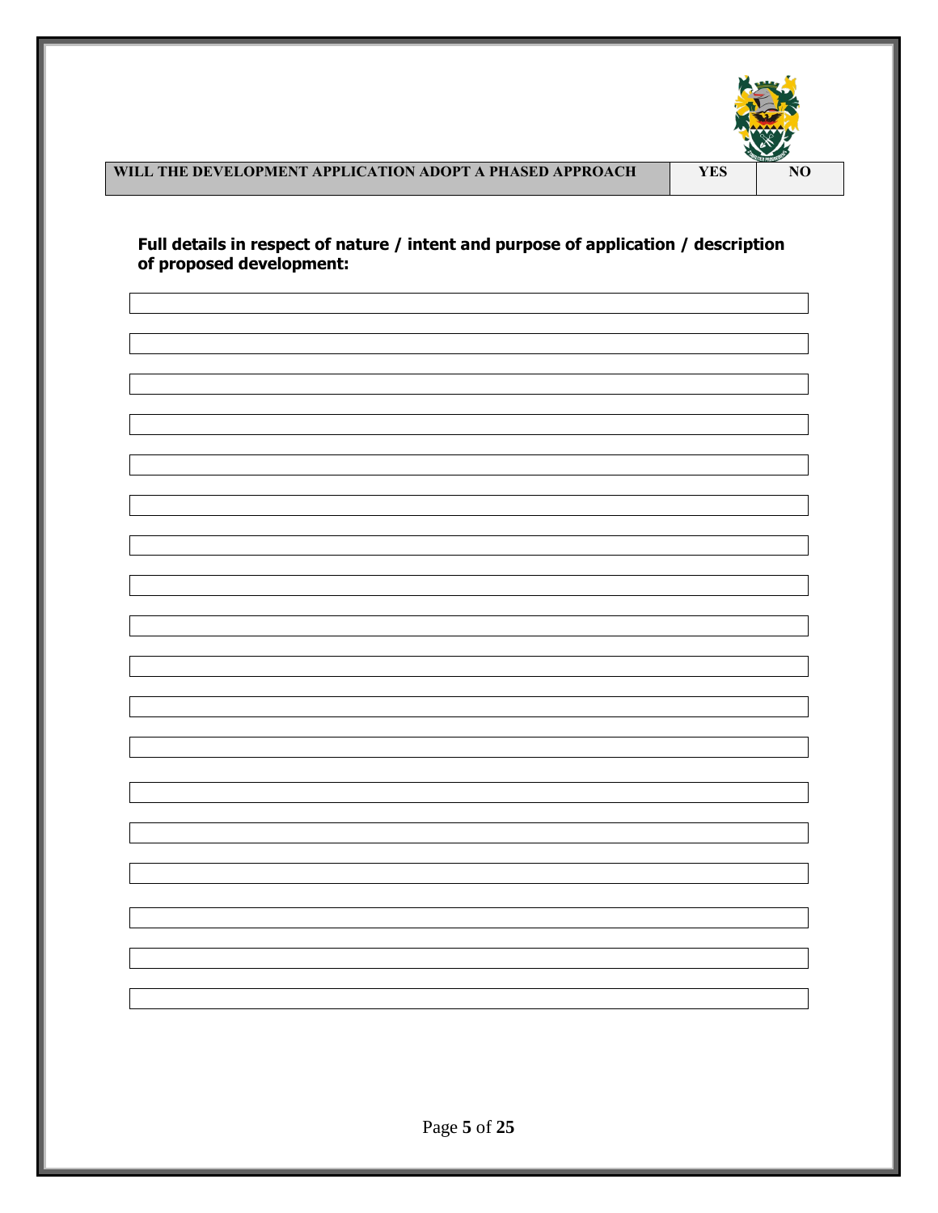| WILL THE DEVELOPMENT APPLICATION ADOPT A PHASED APPROACH | YES | NO |
| --- | --- | --- |

**Full details in respect of nature / intent and purpose of application / description of proposed development:**

|   |
| --- |
|   |
|   |
|   |
|   |
|   |
|   |
|   |
|   |
|   |
|   |
|   |
|   |
|   |
|   |
|   |
|   |
|   |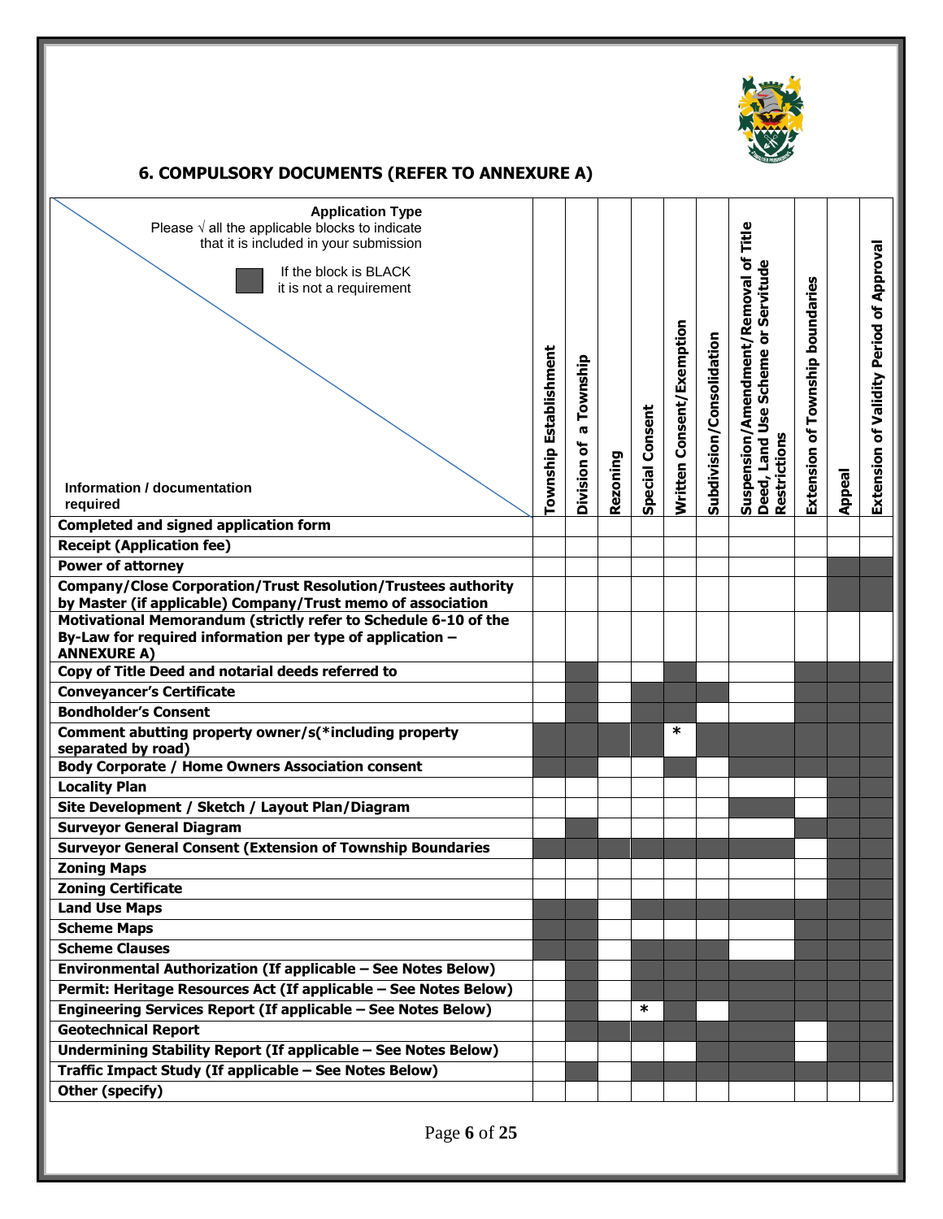## 6. COMPULSORY DOCUMENTS (REFER TO ANNEXURE A)

**Application Type**
Please √ all the applicable blocks to indicate that it is included in your submission

■ If the block is BLACK it is not a requirement

| Information / documentation required | Township Establishment | Division of a Township | Rezoning | Special Consent | Written Consent/Exemption | Subdivision/Consolidation | Suspension/Amendment/Removal of Title Deed, Land Use Scheme or Servitude Restrictions | Extension of Township boundaries | Appeal | Extension of Validity Period of Approval |
|---|---|---|---|---|---|---|---|---|---|---|
| **Completed and signed application form** | | | | | | | | | | |
| **Receipt (Application fee)** | | | | | | | | | | |
| **Power of attorney** | | | | | | | | | ■ | ■ |
| **Company/Close Corporation/Trust Resolution/Trustees authority by Master (if applicable) Company/Trust memo of association** | | | | | | | | | ■ | ■ |
| **Motivational Memorandum (strictly refer to Schedule 6-10 of the By-Law for required information per type of application – ANNEXURE A)** | | | | | | | | | | |
| **Copy of Title Deed and notarial deeds referred to** | | ■ | | | ■ | | | ■ | ■ | ■ |
| **Conveyancer's Certificate** | | ■ | | ■ | ■ | ■ | | ■ | ■ | ■ |
| **Bondholder's Consent** | | ■ | | ■ | ■ | | | ■ | ■ | ■ |
| **Comment abutting property owner/s(*including property separated by road)** | ■ | ■ | ■ | | * | ■ | ■ | ■ | ■ | ■ |
| **Body Corporate / Home Owners Association consent** | ■ | ■ | | | ■ | | ■ | ■ | ■ | ■ |
| **Locality Plan** | | | | | | | | | ■ | ■ |
| **Site Development / Sketch / Layout Plan/Diagram** | | | | | | | ■ | | ■ | ■ |
| **Surveyor General Diagram** | | ■ | | | | | | ■ | ■ | ■ |
| **Surveyor General Consent (Extension of Township Boundaries** | ■ | ■ | ■ | ■ | ■ | ■ | ■ | | ■ | ■ |
| **Zoning Maps** | | | | | | | | | ■ | ■ |
| **Zoning Certificate** | | | | | | | | | ■ | ■ |
| **Land Use Maps** | ■ | ■ | | ■ | ■ | ■ | ■ | | ■ | ■ |
| **Scheme Maps** | ■ | ■ | | | | | | ■ | ■ | ■ |
| **Scheme Clauses** | ■ | ■ | | ■ | ■ | ■ | | ■ | ■ | ■ |
| **Environmental Authorization (If applicable – See Notes Below)** | | ■ | | ■ | ■ | ■ | ■ | ■ | ■ | ■ |
| **Permit: Heritage Resources Act (If applicable – See Notes Below)** | | ■ | | ■ | ■ | ■ | ■ | ■ | ■ | ■ |
| **Engineering Services Report (If applicable – See Notes Below)** | | ■ | | * | ■ | | ■ | ■ | ■ | ■ |
| **Geotechnical Report** | | ■ | ■ | ■ | ■ | ■ | ■ | | ■ | ■ |
| **Undermining Stability Report (If applicable – See Notes Below)** | | | | | | ■ | ■ | | ■ | ■ |
| **Traffic Impact Study (If applicable – See Notes Below)** | | ■ | | ■ | ■ | ■ | ■ | ■ | ■ | ■ |
| **Other (specify)** | | | | | | | | | | |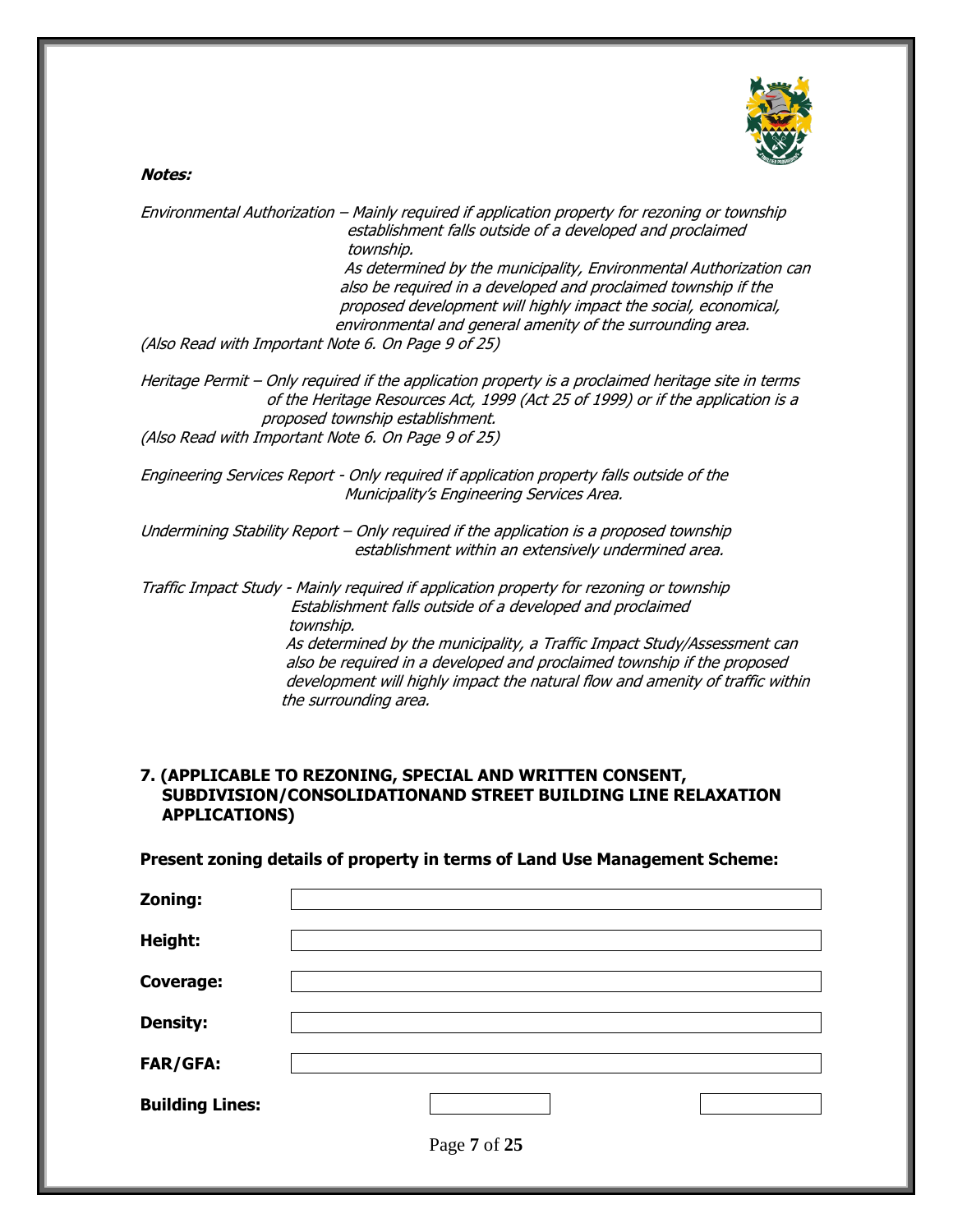***Notes:***

*Environmental Authorization – Mainly required if application property for rezoning or township establishment falls outside of a developed and proclaimed township. As determined by the municipality, Environmental Authorization can also be required in a developed and proclaimed township if the proposed development will highly impact the social, economical, environmental and general amenity of the surrounding area.*
*(Also Read with Important Note 6. On Page 9 of 25)*

*Heritage Permit – Only required if the application property is a proclaimed heritage site in terms of the Heritage Resources Act, 1999 (Act 25 of 1999) or if the application is a proposed township establishment.*
*(Also Read with Important Note 6. On Page 9 of 25)*

*Engineering Services Report - Only required if application property falls outside of the Municipality's Engineering Services Area.*

*Undermining Stability Report – Only required if the application is a proposed township establishment within an extensively undermined area.*

*Traffic Impact Study - Mainly required if application property for rezoning or township Establishment falls outside of a developed and proclaimed township. As determined by the municipality, a Traffic Impact Study/Assessment can also be required in a developed and proclaimed township if the proposed development will highly impact the natural flow and amenity of traffic within the surrounding area.*

## 7. (APPLICABLE TO REZONING, SPECIAL AND WRITTEN CONSENT, SUBDIVISION/CONSOLIDATIONAND STREET BUILDING LINE RELAXATION APPLICATIONS)

**Present zoning details of property in terms of Land Use Management Scheme:**

| | | |
|---|---|---|
| **Zoning:** | | |
| **Height:** | | |
| **Coverage:** | | |
| **Density:** | | |
| **FAR/GFA:** | | |
| **Building Lines:** | | |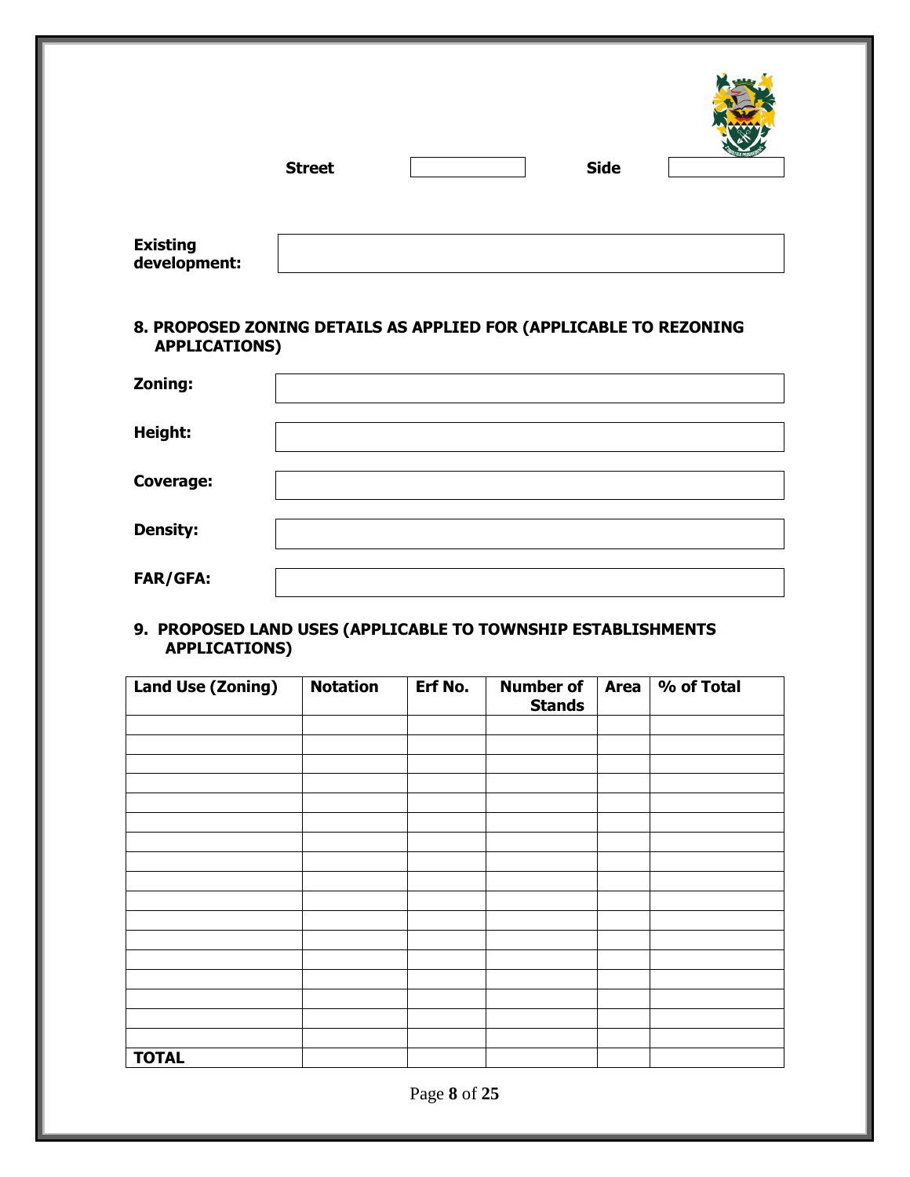**Street** | | **Side** | |

**Existing development:**

### 8. PROPOSED ZONING DETAILS AS APPLIED FOR (APPLICABLE TO REZONING APPLICATIONS)

**Zoning:**

**Height:**

**Coverage:**

**Density:**

**FAR/GFA:**

### 9. PROPOSED LAND USES (APPLICABLE TO TOWNSHIP ESTABLISHMENTS APPLICATIONS)

| Land Use (Zoning) | Notation | Erf No. | Number of Stands | Area | % of Total |
|---|---|---|---|---|---|
| | | | | | |
| | | | | | |
| | | | | | |
| | | | | | |
| | | | | | |
| | | | | | |
| | | | | | |
| | | | | | |
| | | | | | |
| | | | | | |
| | | | | | |
| | | | | | |
| | | | | | |
| | | | | | |
| | | | | | |
| | | | | | |
| | | | | | |
| **TOTAL** | | | | | |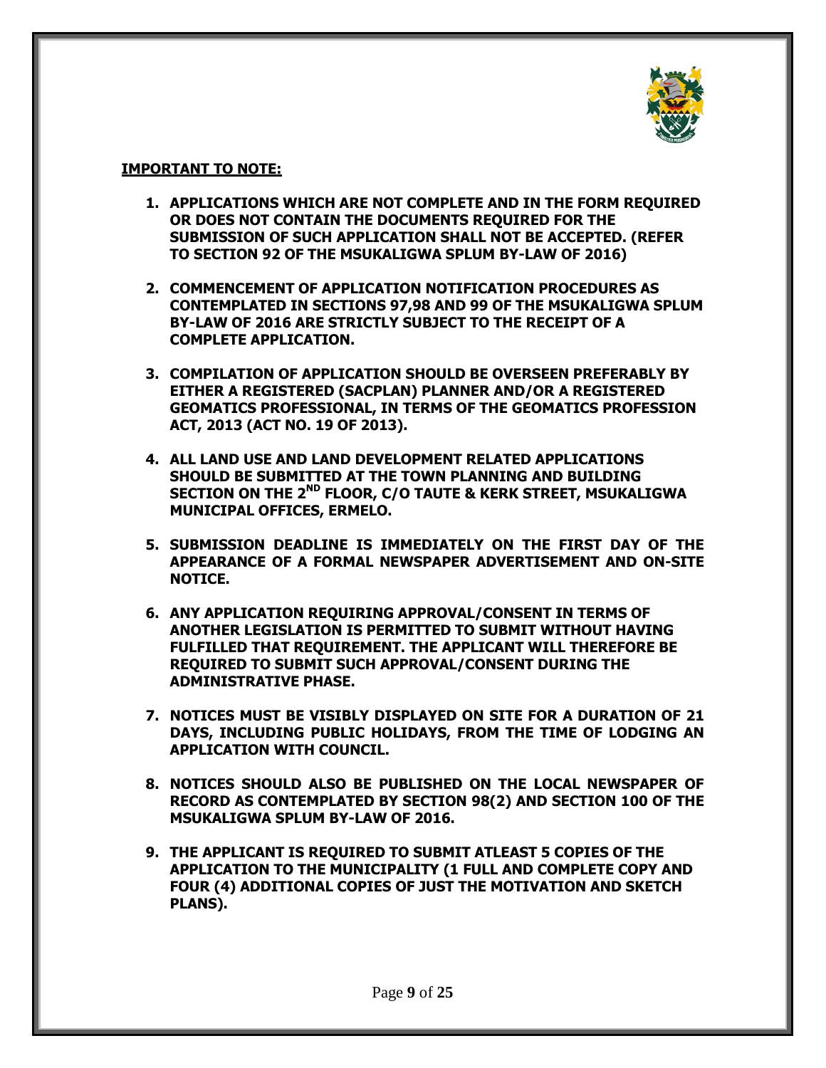**IMPORTANT TO NOTE:**

1. **APPLICATIONS WHICH ARE NOT COMPLETE AND IN THE FORM REQUIRED OR DOES NOT CONTAIN THE DOCUMENTS REQUIRED FOR THE SUBMISSION OF SUCH APPLICATION SHALL NOT BE ACCEPTED. (REFER TO SECTION 92 OF THE MSUKALIGWA SPLUM BY-LAW OF 2016)**

2. **COMMENCEMENT OF APPLICATION NOTIFICATION PROCEDURES AS CONTEMPLATED IN SECTIONS 97,98 AND 99 OF THE MSUKALIGWA SPLUM BY-LAW OF 2016 ARE STRICTLY SUBJECT TO THE RECEIPT OF A COMPLETE APPLICATION.**

3. **COMPILATION OF APPLICATION SHOULD BE OVERSEEN PREFERABLY BY EITHER A REGISTERED (SACPLAN) PLANNER AND/OR A REGISTERED GEOMATICS PROFESSIONAL, IN TERMS OF THE GEOMATICS PROFESSION ACT, 2013 (ACT NO. 19 OF 2013).**

4. **ALL LAND USE AND LAND DEVELOPMENT RELATED APPLICATIONS SHOULD BE SUBMITTED AT THE TOWN PLANNING AND BUILDING SECTION ON THE 2ND FLOOR, C/O TAUTE & KERK STREET, MSUKALIGWA MUNICIPAL OFFICES, ERMELO.**

5. **SUBMISSION DEADLINE IS IMMEDIATELY ON THE FIRST DAY OF THE APPEARANCE OF A FORMAL NEWSPAPER ADVERTISEMENT AND ON-SITE NOTICE.**

6. **ANY APPLICATION REQUIRING APPROVAL/CONSENT IN TERMS OF ANOTHER LEGISLATION IS PERMITTED TO SUBMIT WITHOUT HAVING FULFILLED THAT REQUIREMENT. THE APPLICANT WILL THEREFORE BE REQUIRED TO SUBMIT SUCH APPROVAL/CONSENT DURING THE ADMINISTRATIVE PHASE.**

7. **NOTICES MUST BE VISIBLY DISPLAYED ON SITE FOR A DURATION OF 21 DAYS, INCLUDING PUBLIC HOLIDAYS, FROM THE TIME OF LODGING AN APPLICATION WITH COUNCIL.**

8. **NOTICES SHOULD ALSO BE PUBLISHED ON THE LOCAL NEWSPAPER OF RECORD AS CONTEMPLATED BY SECTION 98(2) AND SECTION 100 OF THE MSUKALIGWA SPLUM BY-LAW OF 2016.**

9. **THE APPLICANT IS REQUIRED TO SUBMIT ATLEAST 5 COPIES OF THE APPLICATION TO THE MUNICIPALITY (1 FULL AND COMPLETE COPY AND FOUR (4) ADDITIONAL COPIES OF JUST THE MOTIVATION AND SKETCH PLANS).**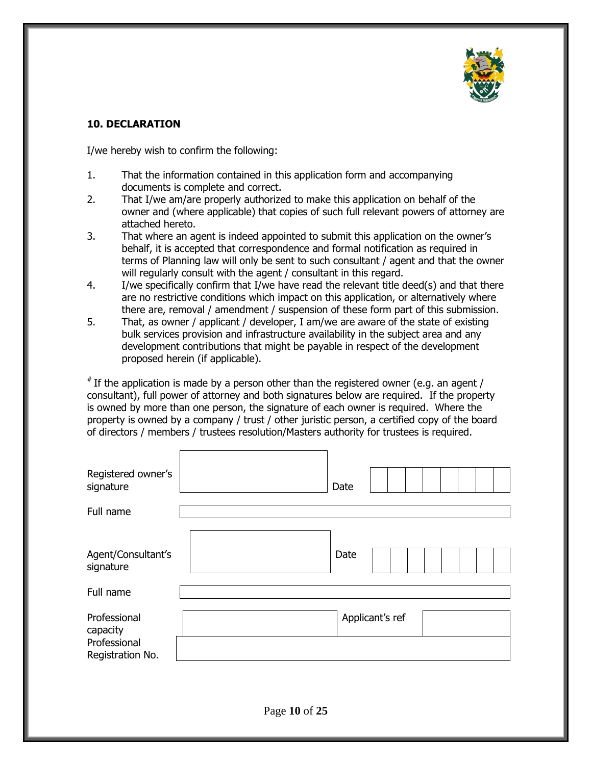## 10. DECLARATION

I/we hereby wish to confirm the following:

1. That the information contained in this application form and accompanying documents is complete and correct.
2. That I/we am/are properly authorized to make this application on behalf of the owner and (where applicable) that copies of such full relevant powers of attorney are attached hereto.
3. That where an agent is indeed appointed to submit this application on the owner's behalf, it is accepted that correspondence and formal notification as required in terms of Planning law will only be sent to such consultant / agent and that the owner will regularly consult with the agent / consultant in this regard.
4. I/we specifically confirm that I/we have read the relevant title deed(s) and that there are no restrictive conditions which impact on this application, or alternatively where there are, removal / amendment / suspension of these form part of this submission.
5. That, as owner / applicant / developer, I am/we are aware of the state of existing bulk services provision and infrastructure availability in the subject area and any development contributions that might be payable in respect of the development proposed herein (if applicable).

[#] If the application is made by a person other than the registered owner (e.g. an agent / consultant), full power of attorney and both signatures below are required. If the property is owned by more than one person, the signature of each owner is required. Where the property is owned by a company / trust / other juristic person, a certified copy of the board of directors / members / trustees resolution/Masters authority for trustees is required.

| | | | |
|---|---|---|---|
| Registered owner's signature | | Date | |
| Full name | | | |
| Agent/Consultant's signature | | Date | |
| Full name | | | |
| Professional capacity | | Applicant's ref | |
| Professional Registration No. | | | |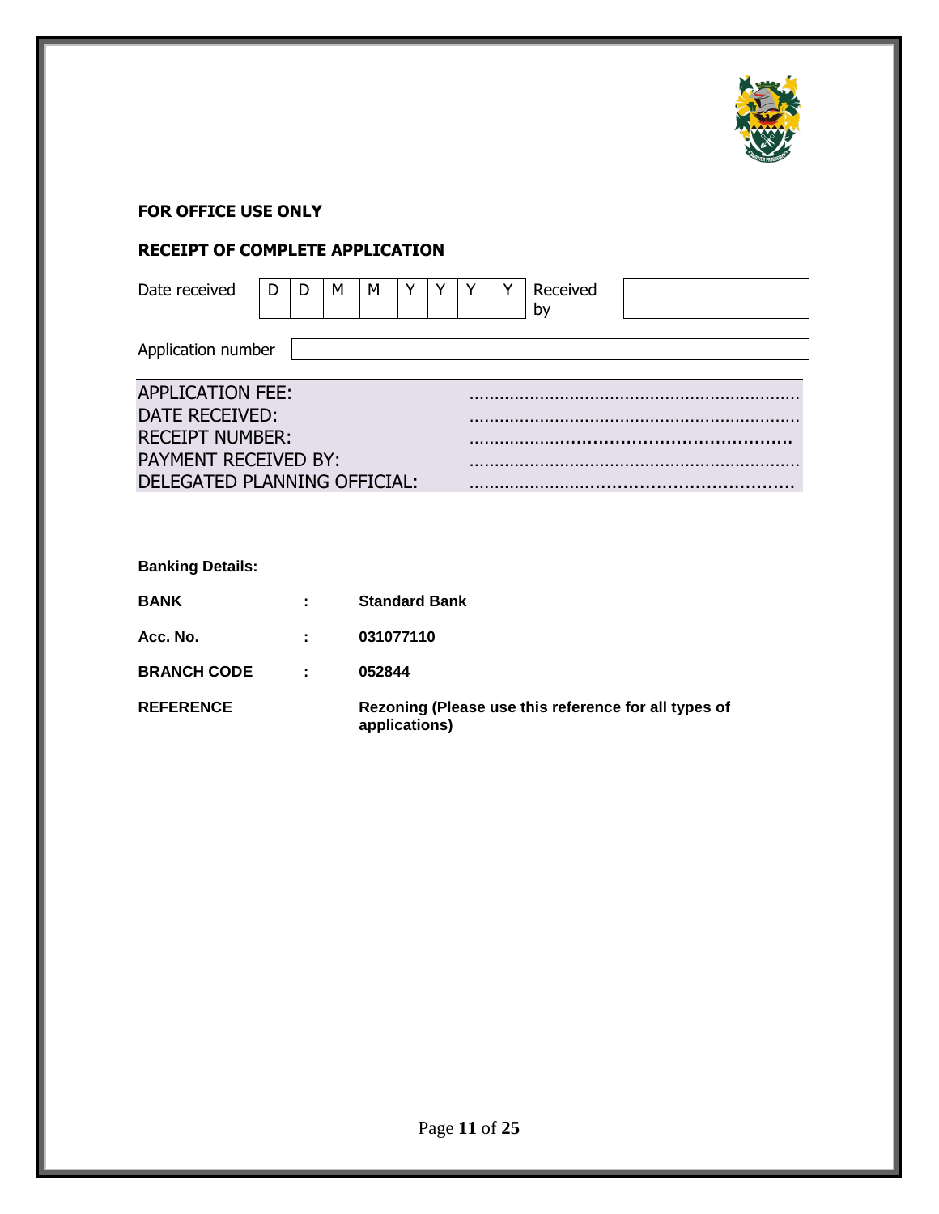**FOR OFFICE USE ONLY**

**RECEIPT OF COMPLETE APPLICATION**

| Date received | D | D | M | M | Y | Y | Y | Y | Received by | |
|---|---|---|---|---|---|---|---|---|---|---|

| Application number | |
|---|---|

| | |
|---|---|
| APPLICATION FEE: | ………………………………………………………… |
| DATE RECEIVED: | ………………………………………………………… |
| RECEIPT NUMBER: | ………………………………………………………… |
| PAYMENT RECEIVED BY: | ………………………………………………………… |
| DELEGATED PLANNING OFFICIAL: | ………………………………………………………… |

**Banking Details:**

| | | |
|---|---|---|
| **BANK** | **:** | **Standard Bank** |
| **Acc. No.** | **:** | **031077110** |
| **BRANCH CODE** | **:** | **052844** |
| **REFERENCE** | | **Rezoning (Please use this reference for all types of applications)** |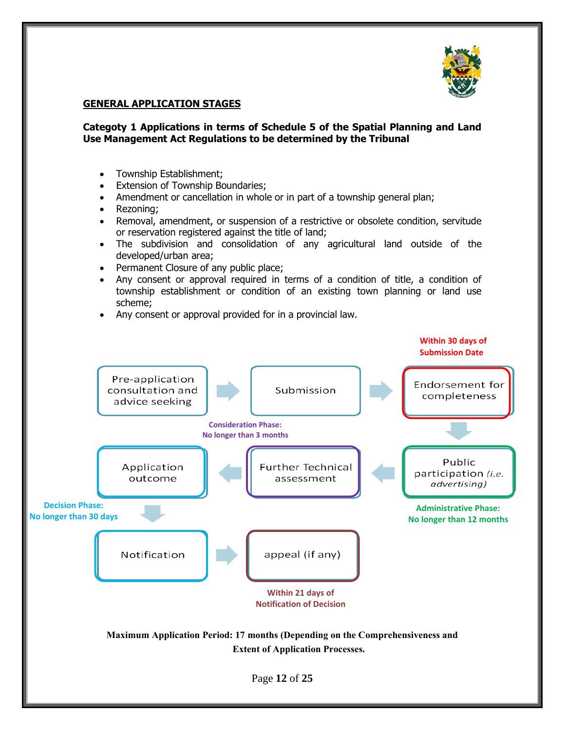## GENERAL APPLICATION STAGES

**Categoty 1 Applications in terms of Schedule 5 of the Spatial Planning and Land Use Management Act Regulations to be determined by the Tribunal**

- Township Establishment;
- Extension of Township Boundaries;
- Amendment or cancellation in whole or in part of a township general plan;
- Rezoning;
- Removal, amendment, or suspension of a restrictive or obsolete condition, servitude or reservation registered against the title of land;
- The subdivision and consolidation of any agricultural land outside of the developed/urban area;
- Permanent Closure of any public place;
- Any consent or approval required in terms of a condition of title, a condition of township establishment or condition of an existing town planning or land use scheme;
- Any consent or approval provided for in a provincial law.

Pre-application consultation and advice seeking → Submission → Endorsement for completeness

**Within 30 days of Submission Date**

Endorsement for completeness → Public participation *(i.e. advertising)*

**Administrative Phase: No longer than 12 months**

Public participation → Further Technical assessment

**Consideration Phase: No longer than 3 months**

Further Technical assessment → Application outcome → Notification

**Decision Phase: No longer than 30 days**

Notification → appeal (if any)

**Within 21 days of Notification of Decision**

**Maximum Application Period: 17 months (Depending on the Comprehensiveness and Extent of Application Processes.**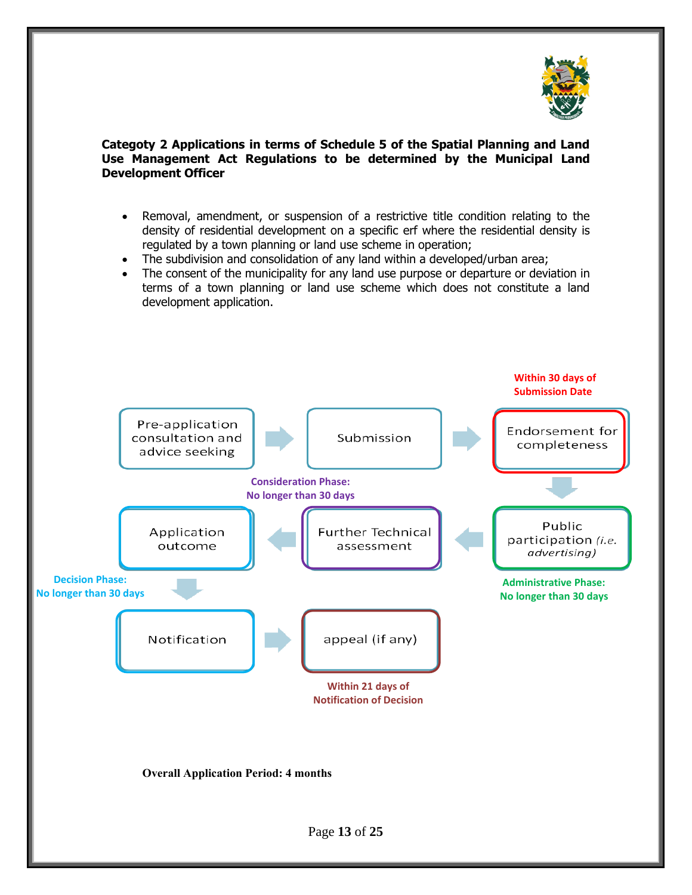**Categoty 2 Applications in terms of Schedule 5 of the Spatial Planning and Land Use Management Act Regulations to be determined by the Municipal Land Development Officer**

- Removal, amendment, or suspension of a restrictive title condition relating to the density of residential development on a specific erf where the residential density is regulated by a town planning or land use scheme in operation;
- The subdivision and consolidation of any land within a developed/urban area;
- The consent of the municipality for any land use purpose or departure or deviation in terms of a town planning or land use scheme which does not constitute a land development application.

Pre-application consultation and advice seeking → Submission → Endorsement for completeness

**Within 30 days of Submission Date**

↓

Public participation *(i.e. advertising)*

**Administrative Phase: No longer than 30 days**

→ Further Technical assessment

**Consideration Phase: No longer than 30 days**

→ Application outcome

**Decision Phase: No longer than 30 days**

↓

Notification → appeal (if any)

**Within 21 days of Notification of Decision**

**Overall Application Period: 4 months**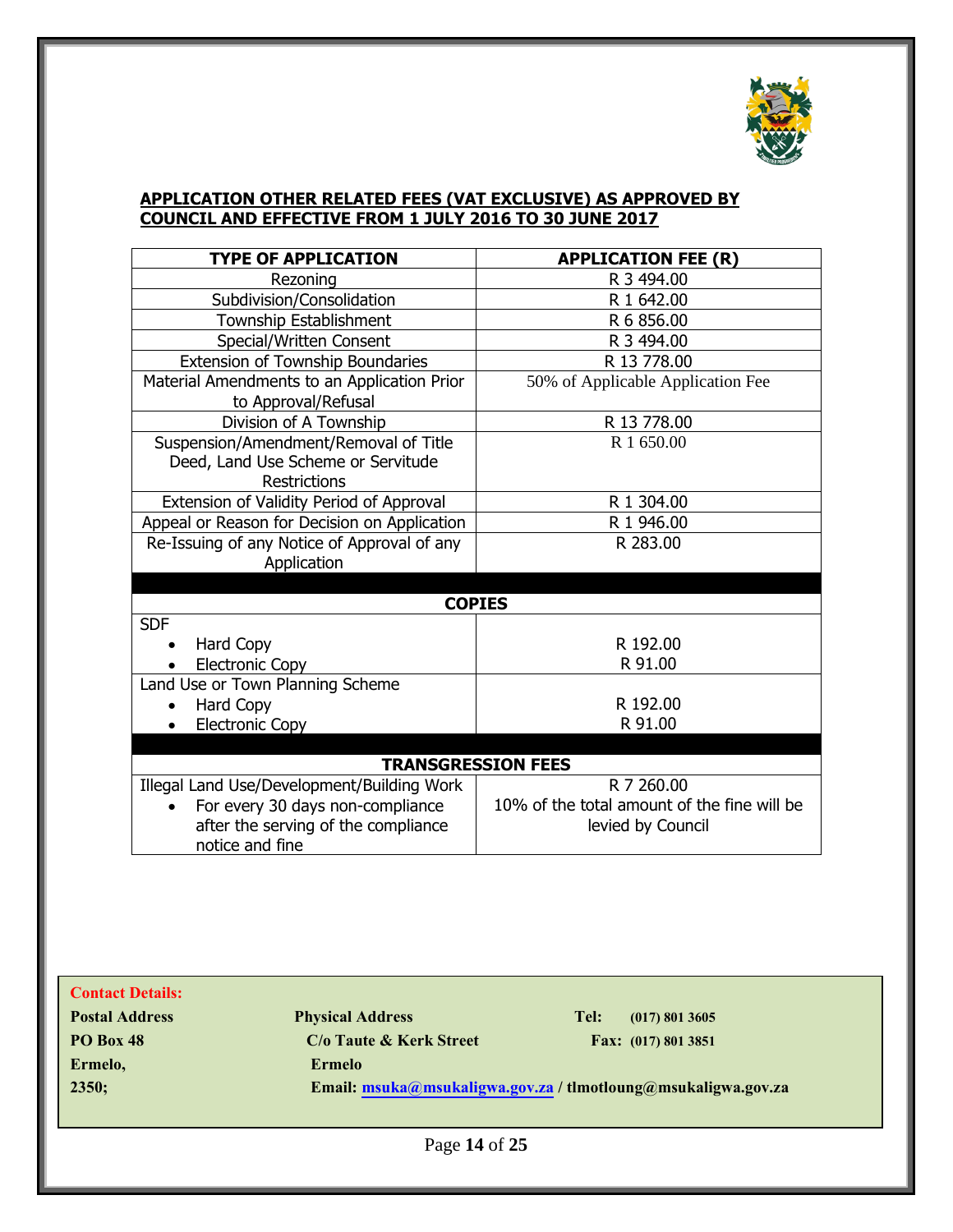## APPLICATION OTHER RELATED FEES (VAT EXCLUSIVE) AS APPROVED BY COUNCIL AND EFFECTIVE FROM 1 JULY 2016 TO 30 JUNE 2017

| TYPE OF APPLICATION | APPLICATION FEE (R) |
|---|---|
| Rezoning | R 3 494.00 |
| Subdivision/Consolidation | R 1 642.00 |
| Township Establishment | R 6 856.00 |
| Special/Written Consent | R 3 494.00 |
| Extension of Township Boundaries | R 13 778.00 |
| Material Amendments to an Application Prior to Approval/Refusal | 50% of Applicable Application Fee |
| Division of A Township | R 13 778.00 |
| Suspension/Amendment/Removal of Title Deed, Land Use Scheme or Servitude Restrictions | R 1 650.00 |
| Extension of Validity Period of Approval | R 1 304.00 |
| Appeal or Reason for Decision on Application | R 1 946.00 |
| Re-Issuing of any Notice of Approval of any Application | R 283.00 |
| **COPIES** | |
| SDF<br>• Hard Copy<br>• Electronic Copy | <br>R 192.00<br>R 91.00 |
| Land Use or Town Planning Scheme<br>• Hard Copy<br>• Electronic Copy | <br>R 192.00<br>R 91.00 |
| **TRANSGRESSION FEES** | |
| Illegal Land Use/Development/Building Work<br>• For every 30 days non-compliance after the serving of the compliance notice and fine | R 7 260.00<br>10% of the total amount of the fine will be levied by Council |

**Contact Details:**

**Postal Address**
**PO Box 48**
**Ermelo,**
**2350;**

**Physical Address**
**C/o Taute & Kerk Street**
**Ermelo**

**Tel: (017) 801 3605**
**Fax: (017) 801 3851**

**Email: msuka@msukaligwa.gov.za / tlmotloung@msukaligwa.gov.za**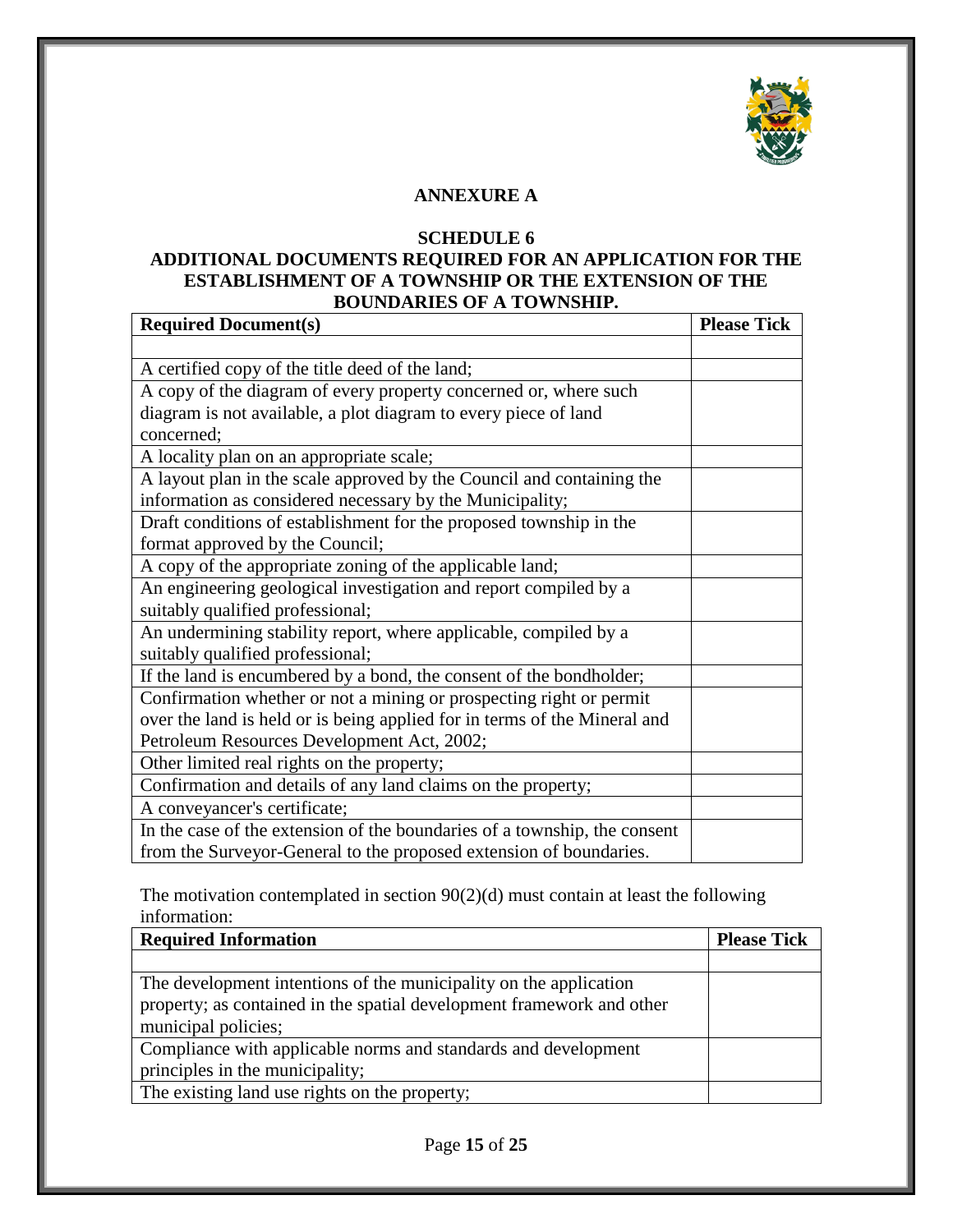**ANNEXURE A**

**SCHEDULE 6**

**ADDITIONAL DOCUMENTS REQUIRED FOR AN APPLICATION FOR THE ESTABLISHMENT OF A TOWNSHIP OR THE EXTENSION OF THE BOUNDARIES OF A TOWNSHIP.**

| Required Document(s) | Please Tick |
|---|---|
| | |
| A certified copy of the title deed of the land; | |
| A copy of the diagram of every property concerned or, where such diagram is not available, a plot diagram to every piece of land concerned; | |
| A locality plan on an appropriate scale; | |
| A layout plan in the scale approved by the Council and containing the information as considered necessary by the Municipality; | |
| Draft conditions of establishment for the proposed township in the format approved by the Council; | |
| A copy of the appropriate zoning of the applicable land; | |
| An engineering geological investigation and report compiled by a suitably qualified professional; | |
| An undermining stability report, where applicable, compiled by a suitably qualified professional; | |
| If the land is encumbered by a bond, the consent of the bondholder; | |
| Confirmation whether or not a mining or prospecting right or permit over the land is held or is being applied for in terms of the Mineral and Petroleum Resources Development Act, 2002; | |
| Other limited real rights on the property; | |
| Confirmation and details of any land claims on the property; | |
| A conveyancer's certificate; | |
| In the case of the extension of the boundaries of a township, the consent from the Surveyor-General to the proposed extension of boundaries. | |

The motivation contemplated in section 90(2)(d) must contain at least the following information:

| Required Information | Please Tick |
|---|---|
| | |
| The development intentions of the municipality on the application property; as contained in the spatial development framework and other municipal policies; | |
| Compliance with applicable norms and standards and development principles in the municipality; | |
| The existing land use rights on the property; | |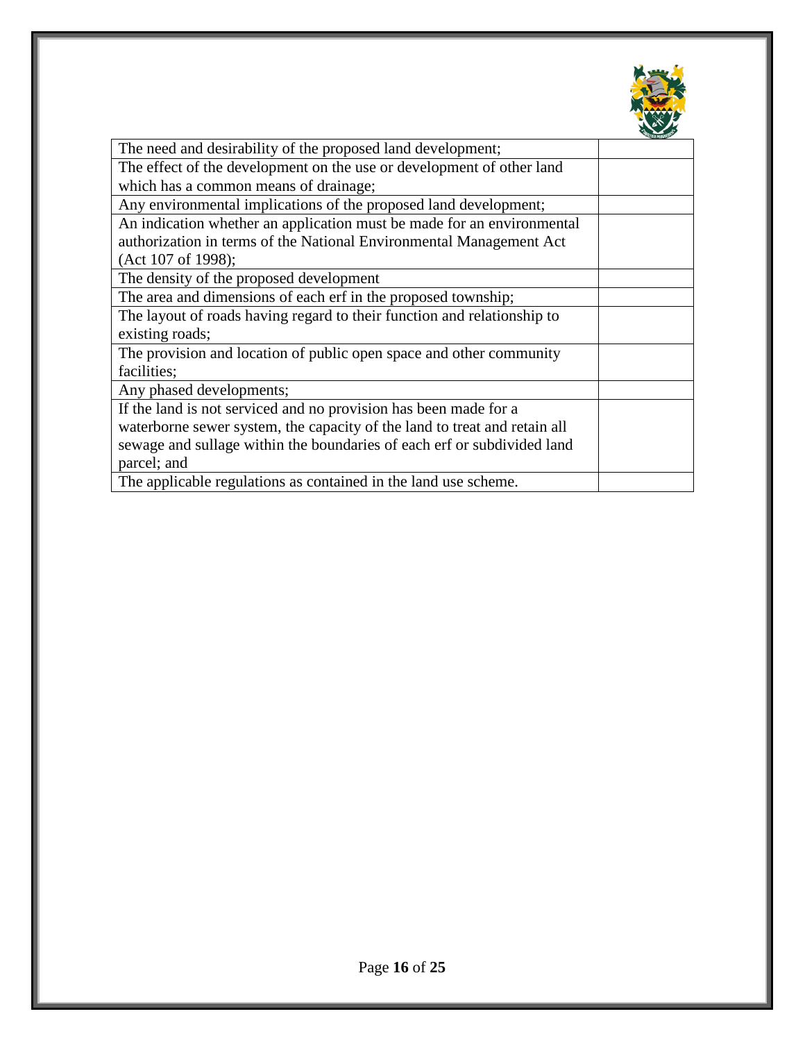| | |
|---|---|
| The need and desirability of the proposed land development; | |
| The effect of the development on the use or development of other land which has a common means of drainage; | |
| Any environmental implications of the proposed land development; | |
| An indication whether an application must be made for an environmental authorization in terms of the National Environmental Management Act (Act 107 of 1998); | |
| The density of the proposed development | |
| The area and dimensions of each erf in the proposed township; | |
| The layout of roads having regard to their function and relationship to existing roads; | |
| The provision and location of public open space and other community facilities; | |
| Any phased developments; | |
| If the land is not serviced and no provision has been made for a waterborne sewer system, the capacity of the land to treat and retain all sewage and sullage within the boundaries of each erf or subdivided land parcel; and | |
| The applicable regulations as contained in the land use scheme. | |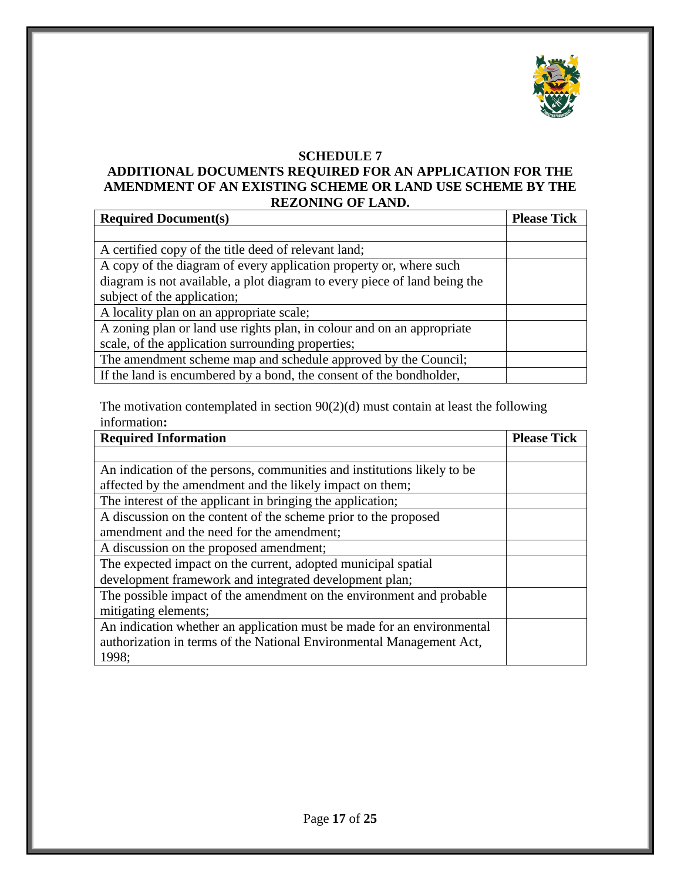## SCHEDULE 7

## ADDITIONAL DOCUMENTS REQUIRED FOR AN APPLICATION FOR THE AMENDMENT OF AN EXISTING SCHEME OR LAND USE SCHEME BY THE REZONING OF LAND.

| Required Document(s) | Please Tick |
|---|---|
| | |
| A certified copy of the title deed of relevant land; | |
| A copy of the diagram of every application property or, where such diagram is not available, a plot diagram to every piece of land being the subject of the application; | |
| A locality plan on an appropriate scale; | |
| A zoning plan or land use rights plan, in colour and on an appropriate scale, of the application surrounding properties; | |
| The amendment scheme map and schedule approved by the Council; | |
| If the land is encumbered by a bond, the consent of the bondholder, | |

The motivation contemplated in section 90(2)(d) must contain at least the following information**:**

| Required Information | Please Tick |
|---|---|
| | |
| An indication of the persons, communities and institutions likely to be affected by the amendment and the likely impact on them; | |
| The interest of the applicant in bringing the application; | |
| A discussion on the content of the scheme prior to the proposed amendment and the need for the amendment; | |
| A discussion on the proposed amendment; | |
| The expected impact on the current, adopted municipal spatial development framework and integrated development plan; | |
| The possible impact of the amendment on the environment and probable mitigating elements; | |
| An indication whether an application must be made for an environmental authorization in terms of the National Environmental Management Act, 1998; | |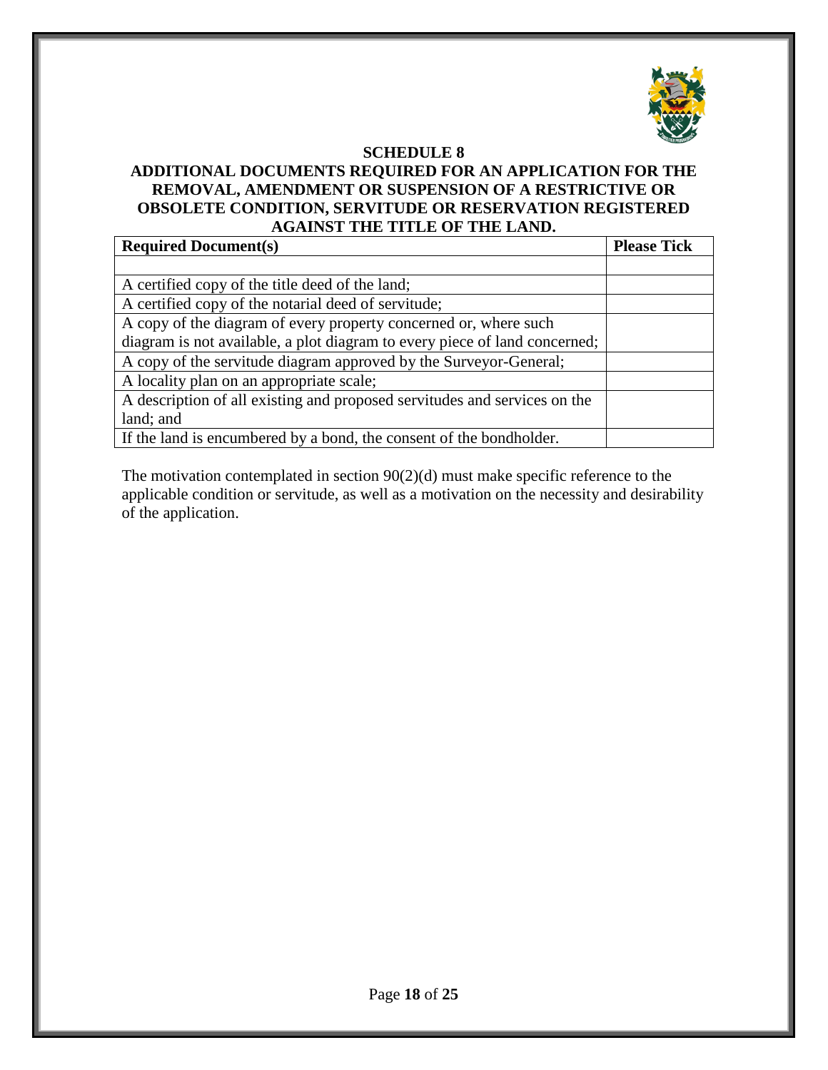## SCHEDULE 8

## ADDITIONAL DOCUMENTS REQUIRED FOR AN APPLICATION FOR THE REMOVAL, AMENDMENT OR SUSPENSION OF A RESTRICTIVE OR OBSOLETE CONDITION, SERVITUDE OR RESERVATION REGISTERED AGAINST THE TITLE OF THE LAND.

| Required Document(s) | Please Tick |
| --- | --- |
| | |
| A certified copy of the title deed of the land; | |
| A certified copy of the notarial deed of servitude; | |
| A copy of the diagram of every property concerned or, where such diagram is not available, a plot diagram to every piece of land concerned; | |
| A copy of the servitude diagram approved by the Surveyor-General; | |
| A locality plan on an appropriate scale; | |
| A description of all existing and proposed servitudes and services on the land; and | |
| If the land is encumbered by a bond, the consent of the bondholder. | |

The motivation contemplated in section 90(2)(d) must make specific reference to the applicable condition or servitude, as well as a motivation on the necessity and desirability of the application.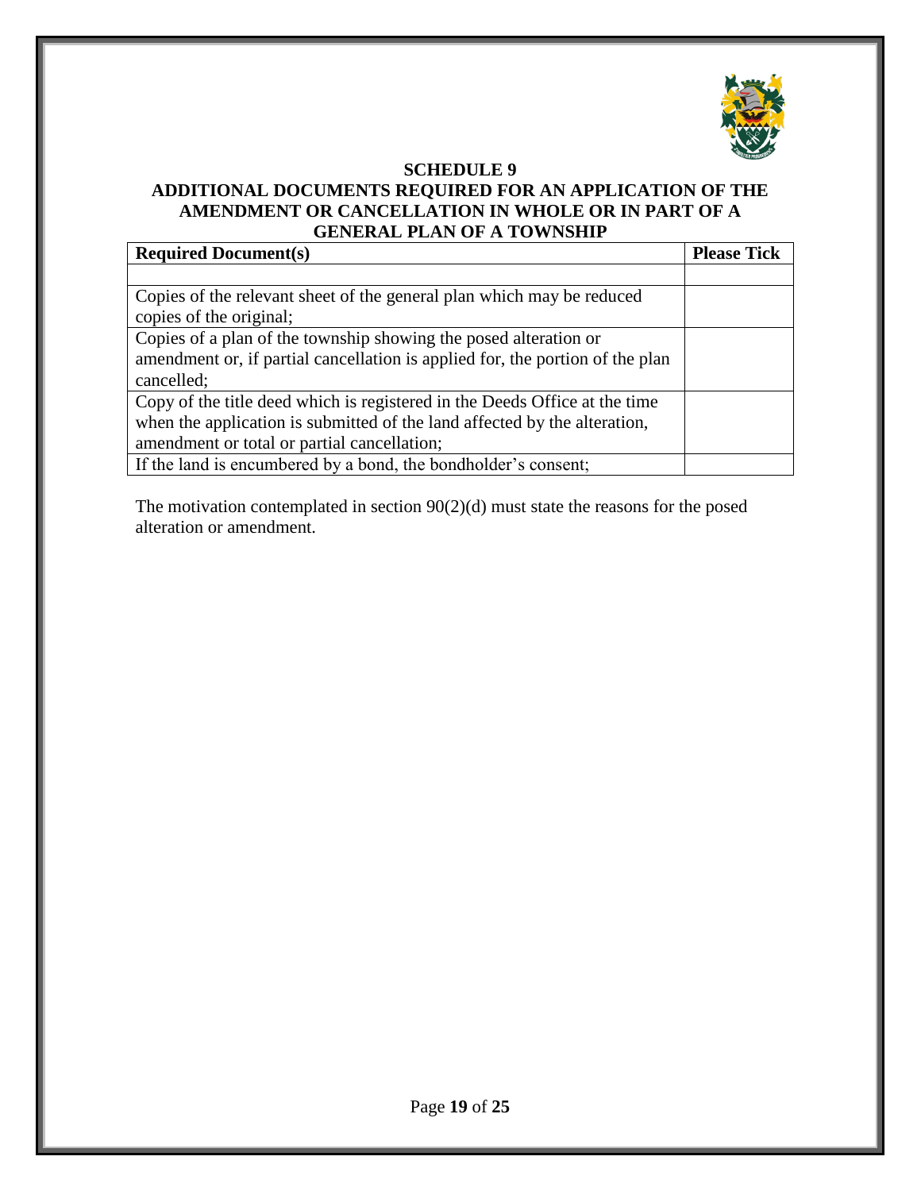## SCHEDULE 9

## ADDITIONAL DOCUMENTS REQUIRED FOR AN APPLICATION OF THE AMENDMENT OR CANCELLATION IN WHOLE OR IN PART OF A GENERAL PLAN OF A TOWNSHIP

| Required Document(s) | Please Tick |
|---|---|
| | |
| Copies of the relevant sheet of the general plan which may be reduced copies of the original; | |
| Copies of a plan of the township showing the posed alteration or amendment or, if partial cancellation is applied for, the portion of the plan cancelled; | |
| Copy of the title deed which is registered in the Deeds Office at the time when the application is submitted of the land affected by the alteration, amendment or total or partial cancellation; | |
| If the land is encumbered by a bond, the bondholder's consent; | |

The motivation contemplated in section 90(2)(d) must state the reasons for the posed alteration or amendment.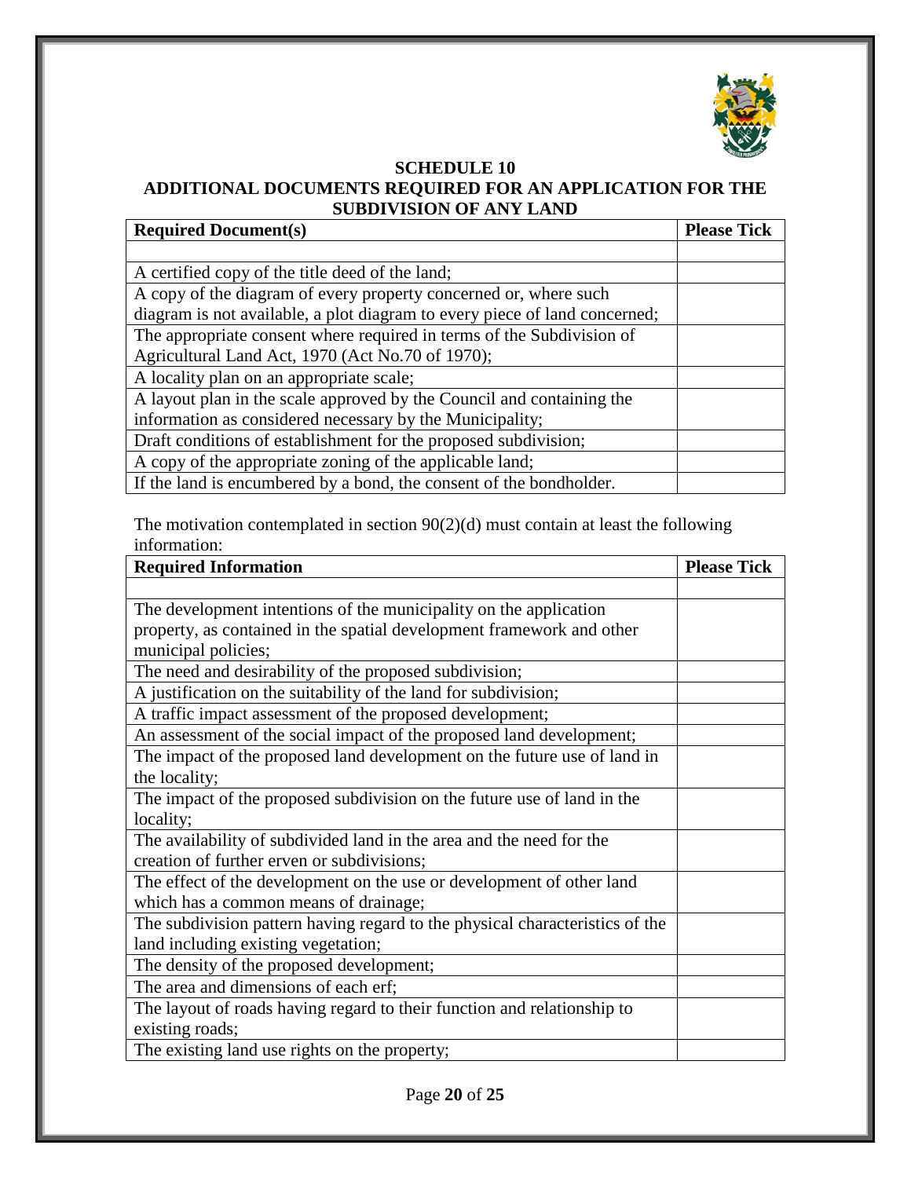## SCHEDULE 10

## ADDITIONAL DOCUMENTS REQUIRED FOR AN APPLICATION FOR THE SUBDIVISION OF ANY LAND

| Required Document(s) | Please Tick |
|---|---|
| | |
| A certified copy of the title deed of the land; | |
| A copy of the diagram of every property concerned or, where such diagram is not available, a plot diagram to every piece of land concerned; | |
| The appropriate consent where required in terms of the Subdivision of Agricultural Land Act, 1970 (Act No.70 of 1970); | |
| A locality plan on an appropriate scale; | |
| A layout plan in the scale approved by the Council and containing the information as considered necessary by the Municipality; | |
| Draft conditions of establishment for the proposed subdivision; | |
| A copy of the appropriate zoning of the applicable land; | |
| If the land is encumbered by a bond, the consent of the bondholder. | |

The motivation contemplated in section 90(2)(d) must contain at least the following information:

| Required Information | Please Tick |
|---|---|
| | |
| The development intentions of the municipality on the application property, as contained in the spatial development framework and other municipal policies; | |
| The need and desirability of the proposed subdivision; | |
| A justification on the suitability of the land for subdivision; | |
| A traffic impact assessment of the proposed development; | |
| An assessment of the social impact of the proposed land development; | |
| The impact of the proposed land development on the future use of land in the locality; | |
| The impact of the proposed subdivision on the future use of land in the locality; | |
| The availability of subdivided land in the area and the need for the creation of further erven or subdivisions; | |
| The effect of the development on the use or development of other land which has a common means of drainage; | |
| The subdivision pattern having regard to the physical characteristics of the land including existing vegetation; | |
| The density of the proposed development; | |
| The area and dimensions of each erf; | |
| The layout of roads having regard to their function and relationship to existing roads; | |
| The existing land use rights on the property; | |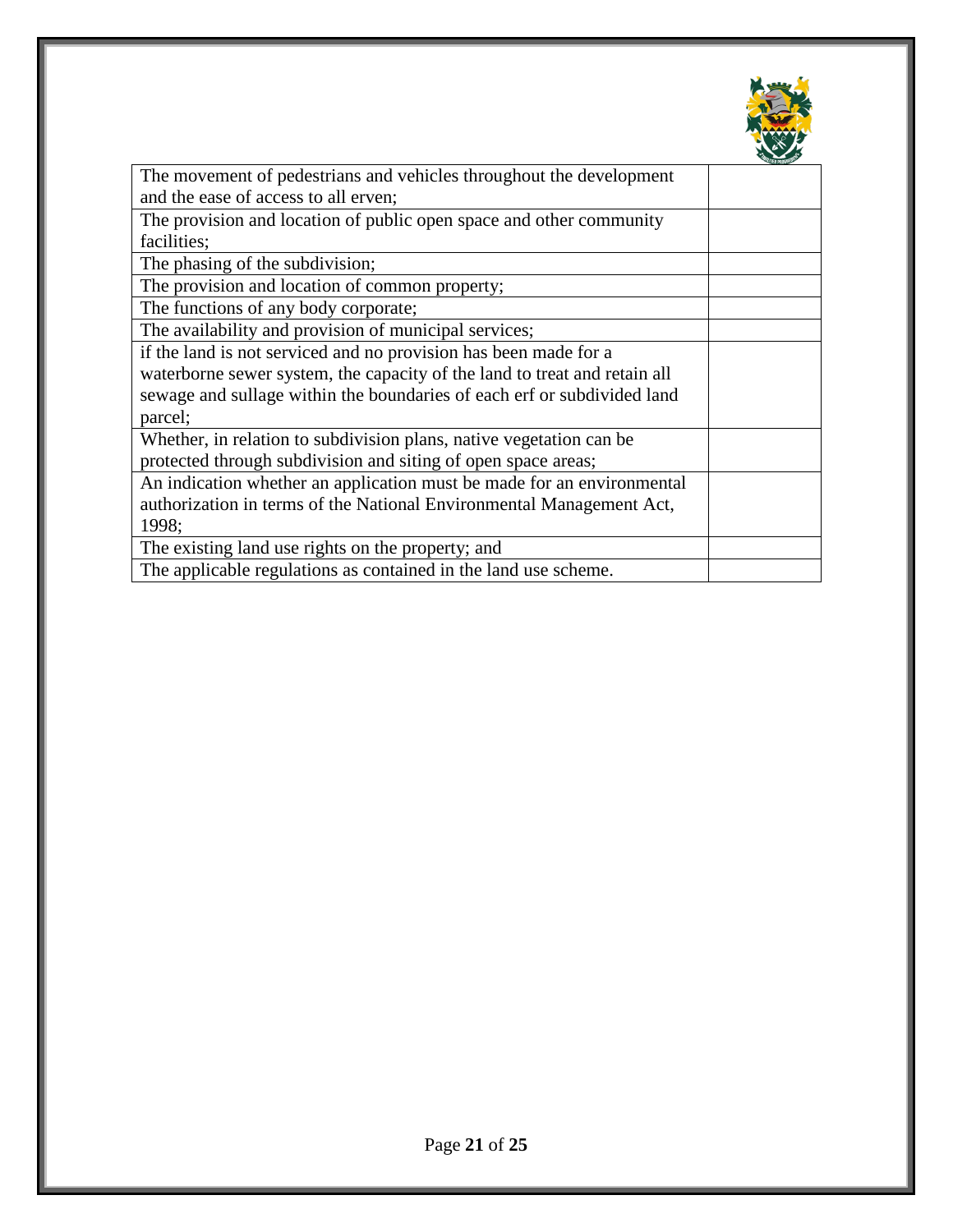| | |
|---|---|
| The movement of pedestrians and vehicles throughout the development and the ease of access to all erven; | |
| The provision and location of public open space and other community facilities; | |
| The phasing of the subdivision; | |
| The provision and location of common property; | |
| The functions of any body corporate; | |
| The availability and provision of municipal services; | |
| if the land is not serviced and no provision has been made for a waterborne sewer system, the capacity of the land to treat and retain all sewage and sullage within the boundaries of each erf or subdivided land parcel; | |
| Whether, in relation to subdivision plans, native vegetation can be protected through subdivision and siting of open space areas; | |
| An indication whether an application must be made for an environmental authorization in terms of the National Environmental Management Act, 1998; | |
| The existing land use rights on the property; and | |
| The applicable regulations as contained in the land use scheme. | |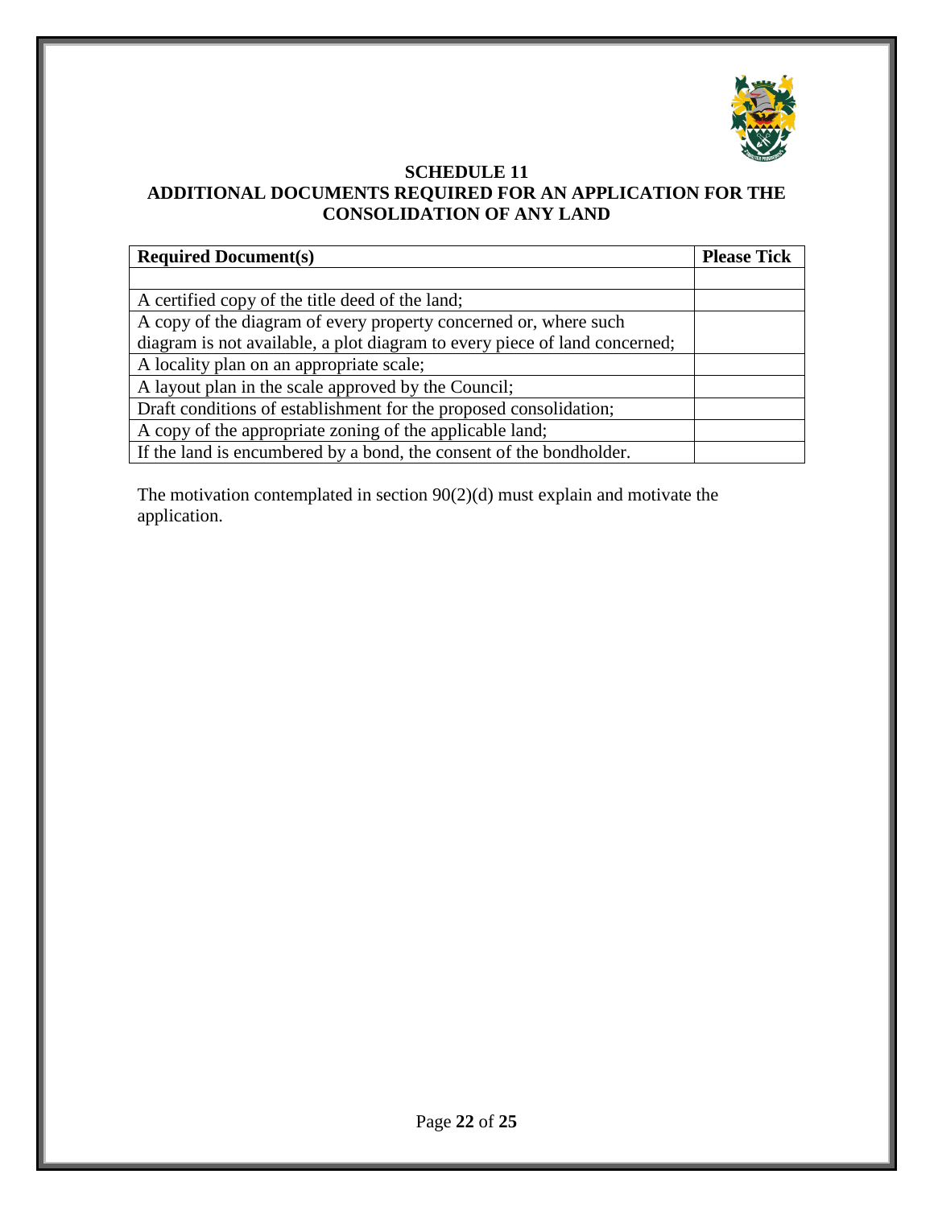# SCHEDULE 11
## ADDITIONAL DOCUMENTS REQUIRED FOR AN APPLICATION FOR THE CONSOLIDATION OF ANY LAND

| Required Document(s) | Please Tick |
|---|---|
| | |
| A certified copy of the title deed of the land; | |
| A copy of the diagram of every property concerned or, where such diagram is not available, a plot diagram to every piece of land concerned; | |
| A locality plan on an appropriate scale; | |
| A layout plan in the scale approved by the Council; | |
| Draft conditions of establishment for the proposed consolidation; | |
| A copy of the appropriate zoning of the applicable land; | |
| If the land is encumbered by a bond, the consent of the bondholder. | |

The motivation contemplated in section 90(2)(d) must explain and motivate the application.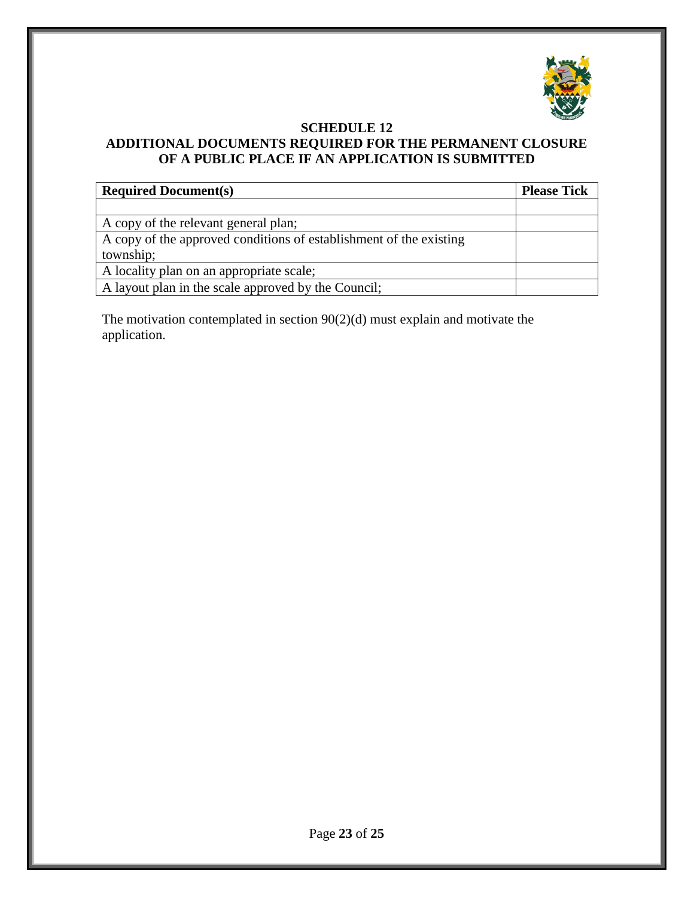## SCHEDULE 12
## ADDITIONAL DOCUMENTS REQUIRED FOR THE PERMANENT CLOSURE OF A PUBLIC PLACE IF AN APPLICATION IS SUBMITTED

| Required Document(s) | Please Tick |
|---|---|
| | |
| A copy of the relevant general plan; | |
| A copy of the approved conditions of establishment of the existing township; | |
| A locality plan on an appropriate scale; | |
| A layout plan in the scale approved by the Council; | |

The motivation contemplated in section 90(2)(d) must explain and motivate the application.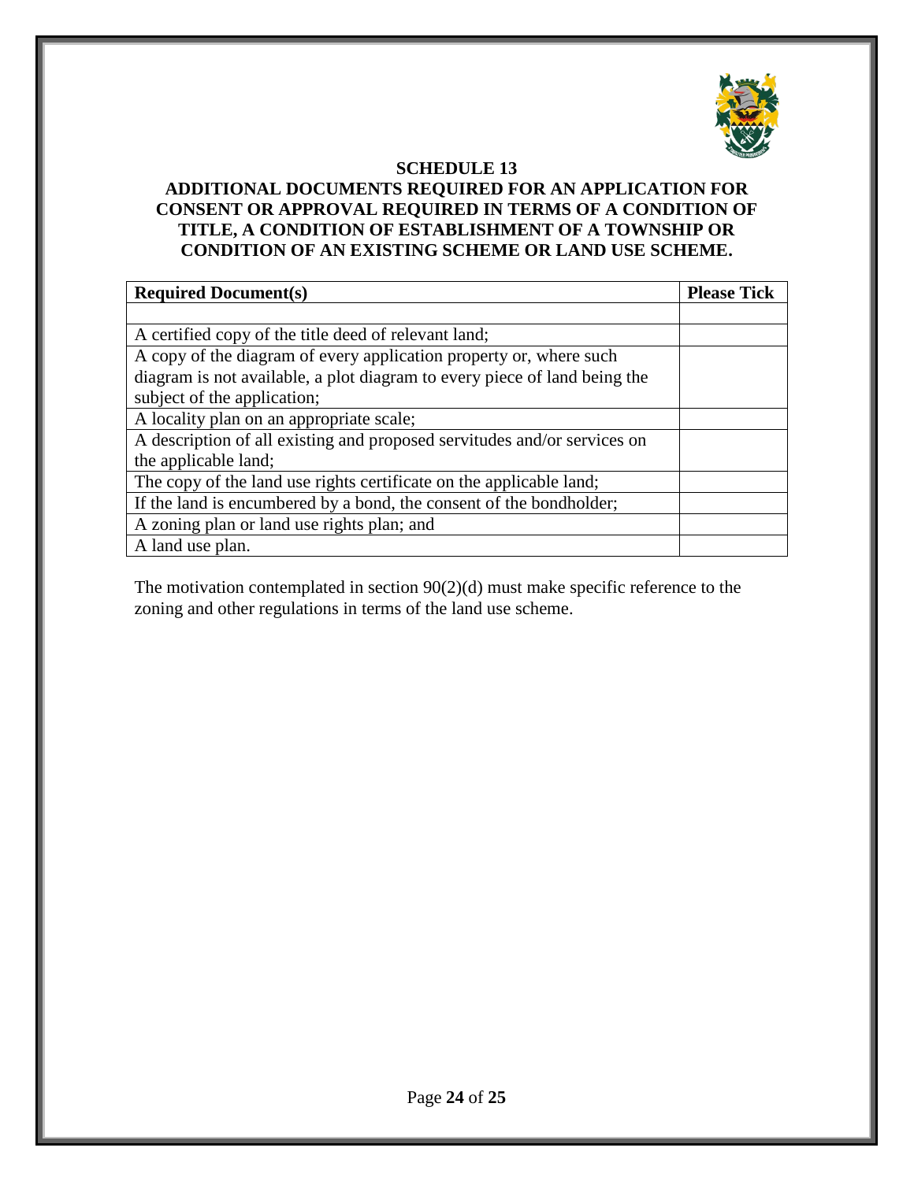# SCHEDULE 13

## ADDITIONAL DOCUMENTS REQUIRED FOR AN APPLICATION FOR CONSENT OR APPROVAL REQUIRED IN TERMS OF A CONDITION OF TITLE, A CONDITION OF ESTABLISHMENT OF A TOWNSHIP OR CONDITION OF AN EXISTING SCHEME OR LAND USE SCHEME.

| Required Document(s) | Please Tick |
|---|---|
| | |
| A certified copy of the title deed of relevant land; | |
| A copy of the diagram of every application property or, where such diagram is not available, a plot diagram to every piece of land being the subject of the application; | |
| A locality plan on an appropriate scale; | |
| A description of all existing and proposed servitudes and/or services on the applicable land; | |
| The copy of the land use rights certificate on the applicable land; | |
| If the land is encumbered by a bond, the consent of the bondholder; | |
| A zoning plan or land use rights plan; and | |
| A land use plan. | |

The motivation contemplated in section 90(2)(d) must make specific reference to the zoning and other regulations in terms of the land use scheme.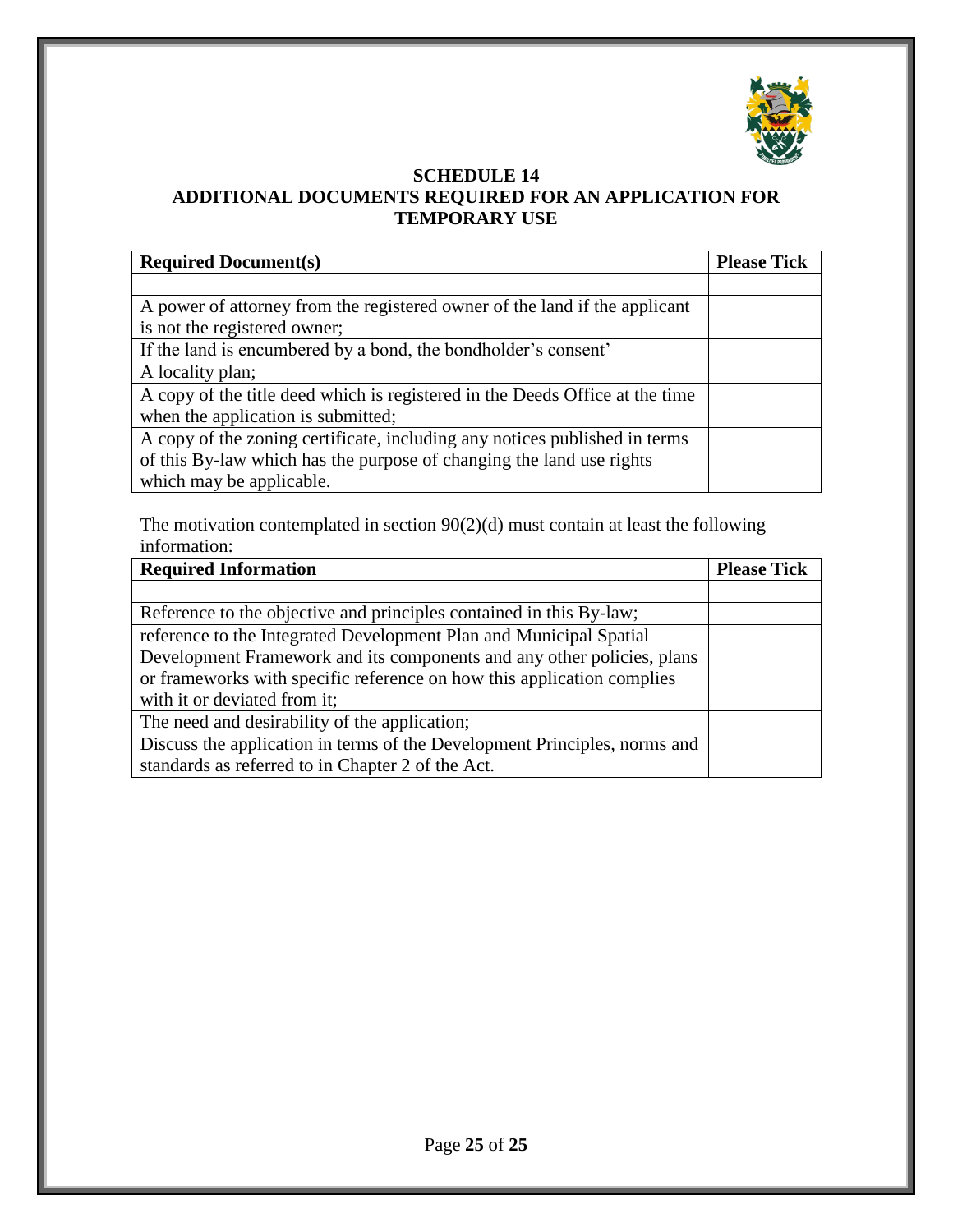## SCHEDULE 14
## ADDITIONAL DOCUMENTS REQUIRED FOR AN APPLICATION FOR TEMPORARY USE

| Required Document(s) | Please Tick |
|---|---|
| | |
| A power of attorney from the registered owner of the land if the applicant is not the registered owner; | |
| If the land is encumbered by a bond, the bondholder's consent' | |
| A locality plan; | |
| A copy of the title deed which is registered in the Deeds Office at the time when the application is submitted; | |
| A copy of the zoning certificate, including any notices published in terms of this By-law which has the purpose of changing the land use rights which may be applicable. | |

The motivation contemplated in section 90(2)(d) must contain at least the following information:

| Required Information | Please Tick |
|---|---|
| | |
| Reference to the objective and principles contained in this By-law; | |
| reference to the Integrated Development Plan and Municipal Spatial Development Framework and its components and any other policies, plans or frameworks with specific reference on how this application complies with it or deviated from it; | |
| The need and desirability of the application; | |
| Discuss the application in terms of the Development Principles, norms and standards as referred to in Chapter 2 of the Act. | |